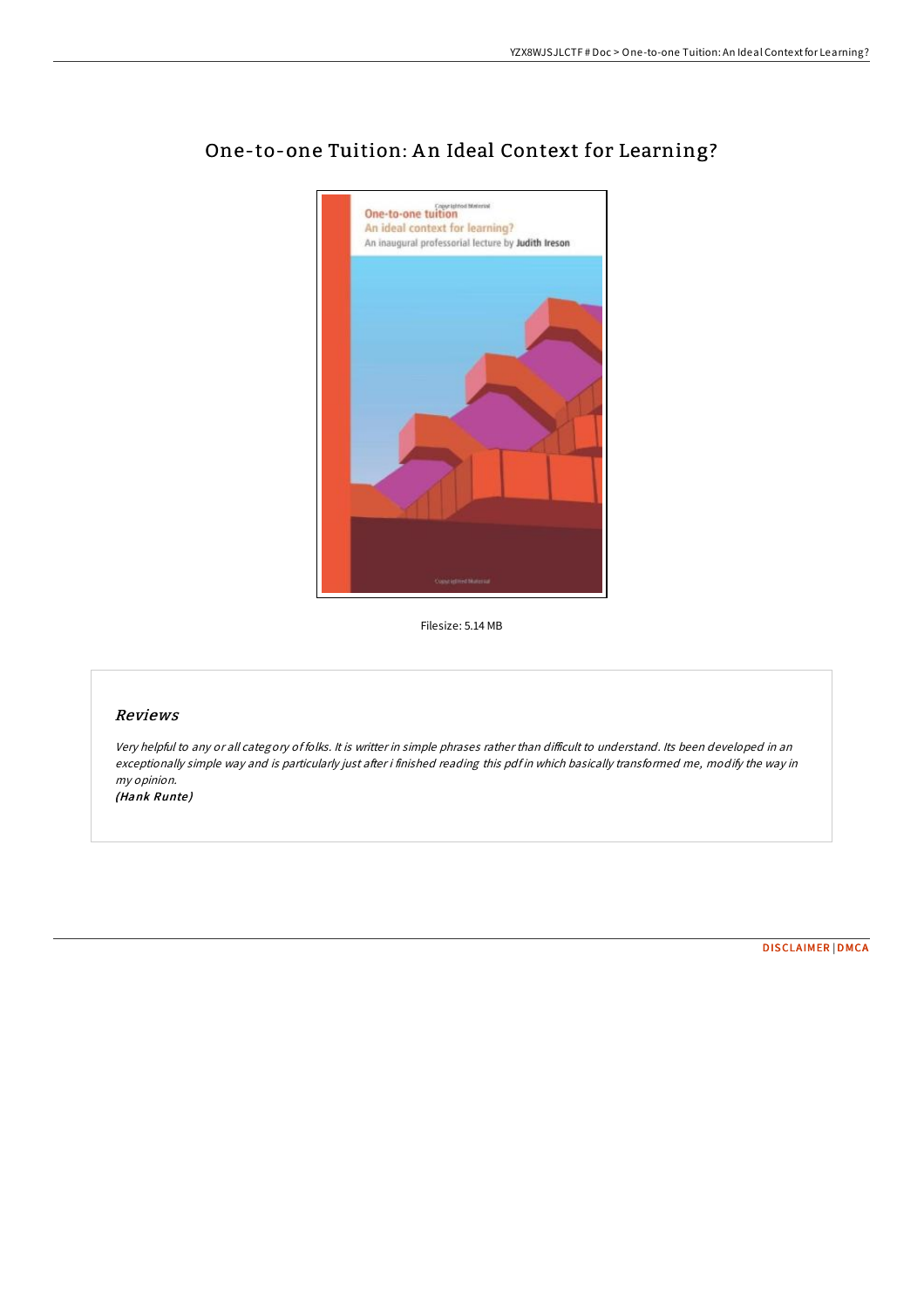# One-to-one Tuition: An Ideal Context for Learning?

Filesize: 5.14 MB

## *Reviews*

*Very helpful to any or all category of folks. It is writter in simple phrases rather than difficult to understand. Its been developed in an exceptionally simple way and is particularly just after i finished reading this pdf in which basically transformed me, modify the way in my opinion.*

*(Hank Runte)*

DISCLAIMER | DMCA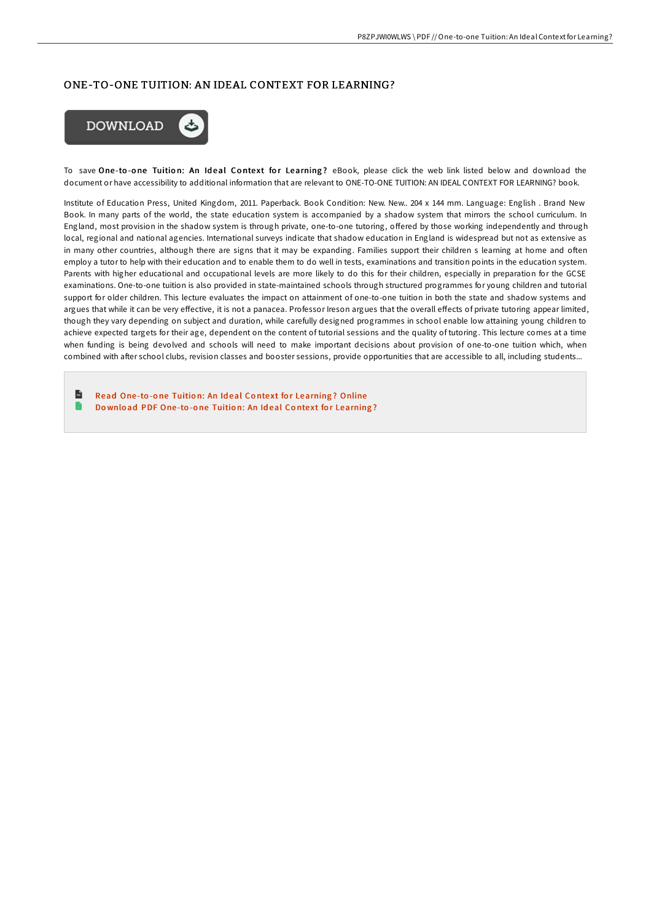## ONE-TO-ONE TUITION: AN IDEAL CONTEXT FOR LEARNING?

DOWNLOAD

To save **One-to-one Tuition: An Ideal Context for Learning?** eBook, please click the web link listed below and download the document or have accessibility to additional information that are relevant to ONE-TO-ONE TUITION: AN IDEAL CONTEXT FOR LEARNING? book.

Institute of Education Press, United Kingdom, 2011. Paperback. Book Condition: New. New.. 204 x 144 mm. Language: English . Brand New Book. In many parts of the world, the state education system is accompanied by a shadow system that mirrors the school curriculum. In England, most provision in the shadow system is through private, one-to-one tutoring, offered by those working independently and through local, regional and national agencies. International surveys indicate that shadow education in England is widespread but not as extensive as in many other countries, although there are signs that it may be expanding. Families support their children s learning at home and often employ a tutor to help with their education and to enable them to do well in tests, examinations and transition points in the education system. Parents with higher educational and occupational levels are more likely to do this for their children, especially in preparation for the GCSE examinations. One-to-one tuition is also provided in state-maintained schools through structured programmes for young children and tutorial support for older children. This lecture evaluates the impact on attainment of one-to-one tuition in both the state and shadow systems and argues that while it can be very effective, it is not a panacea. Professor Ireson argues that the overall effects of private tutoring appear limited, though they vary depending on subject and duration, while carefully designed programmes in school enable low attaining young children to achieve expected targets for their age, dependent on the content of tutorial sessions and the quality of tutoring. This lecture comes at a time when funding is being devolved and schools will need to make important decisions about provision of one-to-one tuition which, when combined with after school clubs, revision classes and booster sessions, provide opportunities that are accessible to all, including students...

- Read One-to-one Tuition: An Ideal Context for Learning? Online
- Download PDF One-to-one Tuition: An Ideal Context for Learning?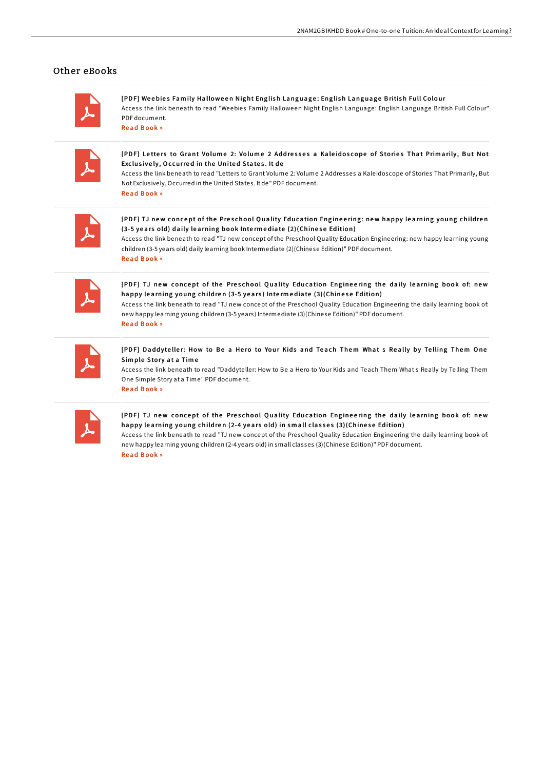## Other eBooks

[PDF] Weebies Family Halloween Night English Language: English Language British Full Colour
Access the link beneath to read "Weebies Family Halloween Night English Language: English Language British Full Colour" PDF document.
Read Book »

[PDF] Letters to Grant Volume 2: Volume 2 Addresses a Kaleidoscope of Stories That Primarily, But Not Exclusively, Occurred in the United States. It de
Access the link beneath to read "Letters to Grant Volume 2: Volume 2 Addresses a Kaleidoscope of Stories That Primarily, But Not Exclusively, Occurred in the United States. It de" PDF document.
Read Book »

[PDF] TJ new concept of the Preschool Quality Education Engineering: new happy learning young children (3-5 years old) daily learning book Intermediate (2)(Chinese Edition)
Access the link beneath to read "TJ new concept of the Preschool Quality Education Engineering: new happy learning young children (3-5 years old) daily learning book Intermediate (2)(Chinese Edition)" PDF document.
Read Book »

[PDF] TJ new concept of the Preschool Quality Education Engineering the daily learning book of: new happy learning young children (3-5 years) Intermediate (3)(Chinese Edition)
Access the link beneath to read "TJ new concept of the Preschool Quality Education Engineering the daily learning book of: new happy learning young children (3-5 years) Intermediate (3)(Chinese Edition)" PDF document.
Read Book »

[PDF] Daddyteller: How to Be a Hero to Your Kids and Teach Them What s Really by Telling Them One Simple Story at a Time
Access the link beneath to read "Daddyteller: How to Be a Hero to Your Kids and Teach Them What s Really by Telling Them One Simple Story at a Time" PDF document.
Read Book »

[PDF] TJ new concept of the Preschool Quality Education Engineering the daily learning book of: new happy learning young children (2-4 years old) in small classes (3)(Chinese Edition)
Access the link beneath to read "TJ new concept of the Preschool Quality Education Engineering the daily learning book of: new happy learning young children (2-4 years old) in small classes (3)(Chinese Edition)" PDF document.
Read Book »